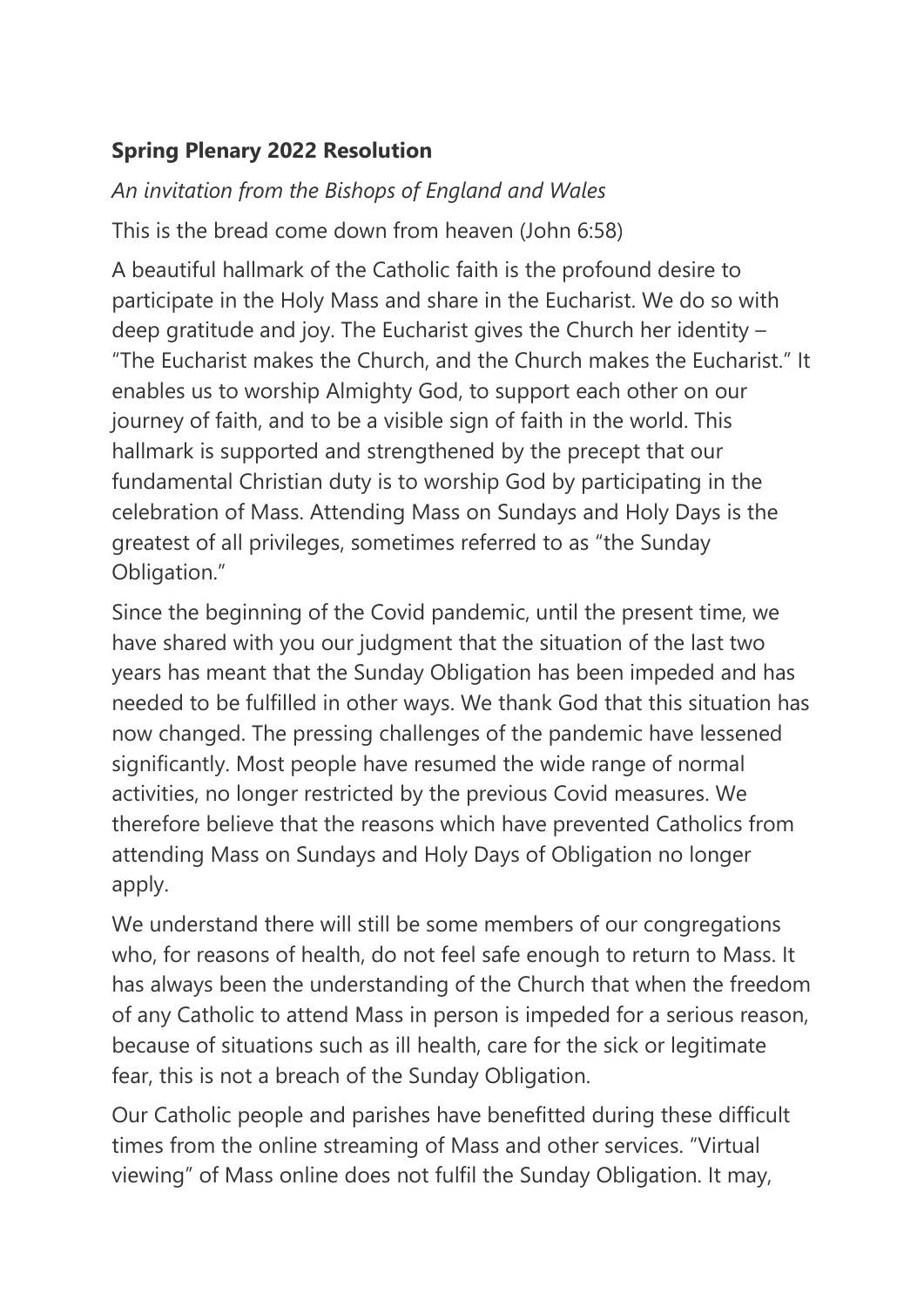**Spring Plenary 2022 Resolution**

*An invitation from the Bishops of England and Wales*

This is the bread come down from heaven (John 6:58)

A beautiful hallmark of the Catholic faith is the profound desire to participate in the Holy Mass and share in the Eucharist. We do so with deep gratitude and joy. The Eucharist gives the Church her identity – "The Eucharist makes the Church, and the Church makes the Eucharist." It enables us to worship Almighty God, to support each other on our journey of faith, and to be a visible sign of faith in the world. This hallmark is supported and strengthened by the precept that our fundamental Christian duty is to worship God by participating in the celebration of Mass. Attending Mass on Sundays and Holy Days is the greatest of all privileges, sometimes referred to as "the Sunday Obligation."

Since the beginning of the Covid pandemic, until the present time, we have shared with you our judgment that the situation of the last two years has meant that the Sunday Obligation has been impeded and has needed to be fulfilled in other ways. We thank God that this situation has now changed. The pressing challenges of the pandemic have lessened significantly. Most people have resumed the wide range of normal activities, no longer restricted by the previous Covid measures. We therefore believe that the reasons which have prevented Catholics from attending Mass on Sundays and Holy Days of Obligation no longer apply.

We understand there will still be some members of our congregations who, for reasons of health, do not feel safe enough to return to Mass. It has always been the understanding of the Church that when the freedom of any Catholic to attend Mass in person is impeded for a serious reason, because of situations such as ill health, care for the sick or legitimate fear, this is not a breach of the Sunday Obligation.

Our Catholic people and parishes have benefitted during these difficult times from the online streaming of Mass and other services. "Virtual viewing" of Mass online does not fulfil the Sunday Obligation. It may,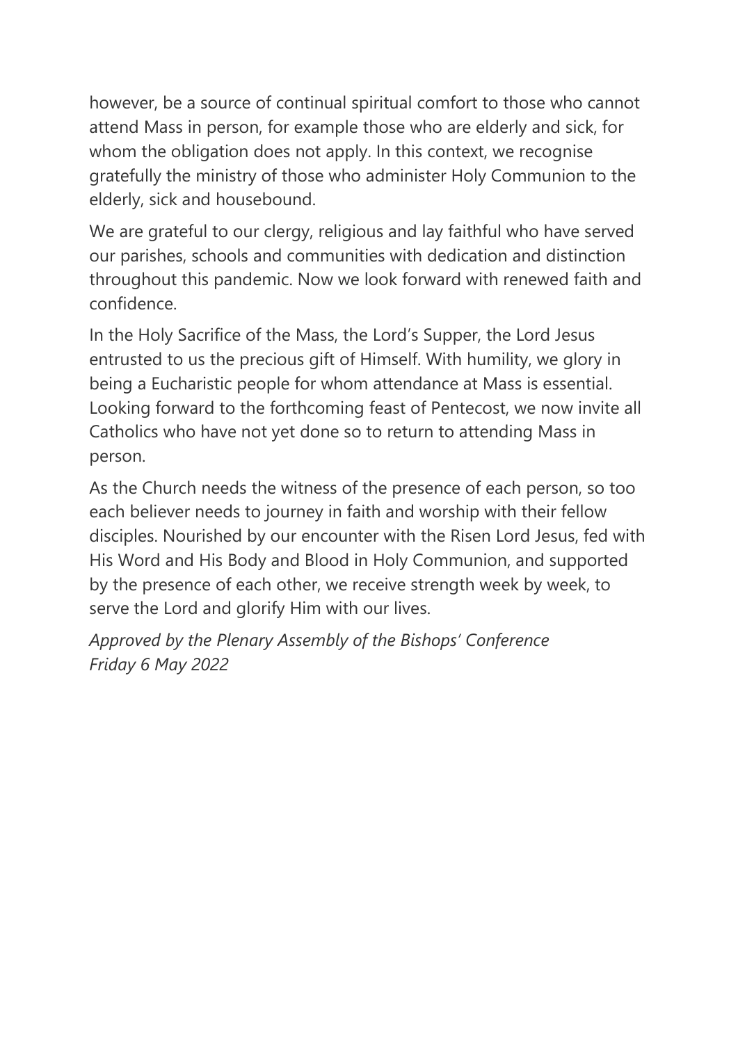however, be a source of continual spiritual comfort to those who cannot attend Mass in person, for example those who are elderly and sick, for whom the obligation does not apply. In this context, we recognise gratefully the ministry of those who administer Holy Communion to the elderly, sick and housebound.

We are grateful to our clergy, religious and lay faithful who have served our parishes, schools and communities with dedication and distinction throughout this pandemic. Now we look forward with renewed faith and confidence.

In the Holy Sacrifice of the Mass, the Lord's Supper, the Lord Jesus entrusted to us the precious gift of Himself. With humility, we glory in being a Eucharistic people for whom attendance at Mass is essential. Looking forward to the forthcoming feast of Pentecost, we now invite all Catholics who have not yet done so to return to attending Mass in person.

As the Church needs the witness of the presence of each person, so too each believer needs to journey in faith and worship with their fellow disciples. Nourished by our encounter with the Risen Lord Jesus, fed with His Word and His Body and Blood in Holy Communion, and supported by the presence of each other, we receive strength week by week, to serve the Lord and glorify Him with our lives.

*Approved by the Plenary Assembly of the Bishops' Conference*
*Friday 6 May 2022*